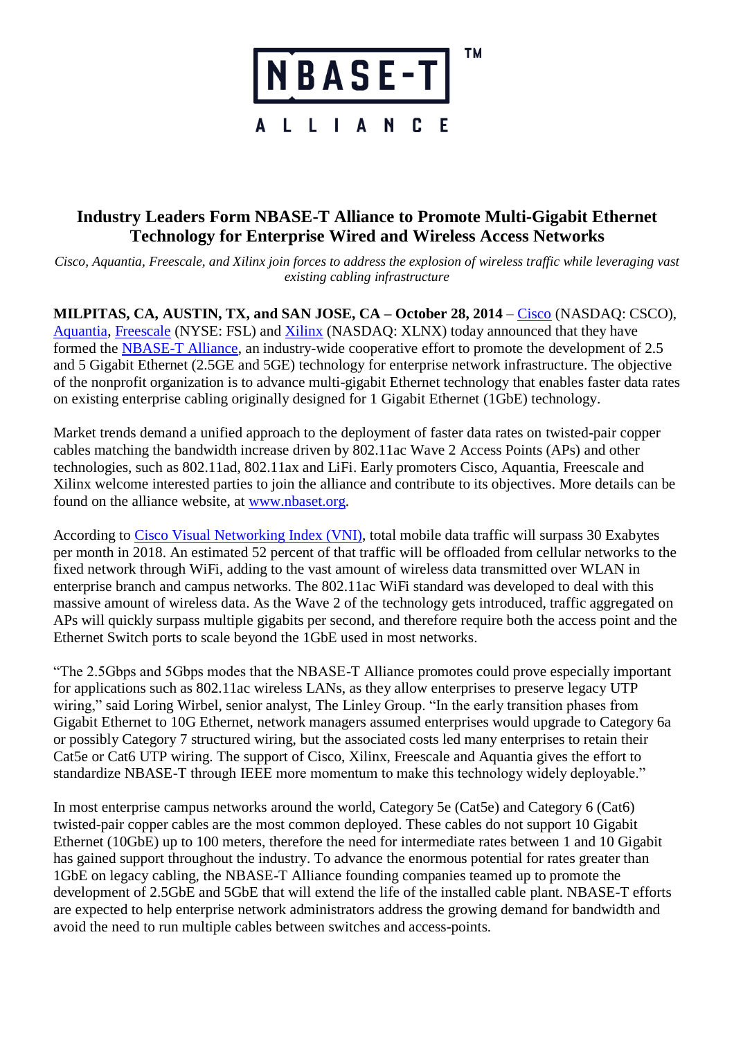NBASE-T™
ALLIANCE

# Industry Leaders Form NBASE-T Alliance to Promote Multi-Gigabit Ethernet Technology for Enterprise Wired and Wireless Access Networks

*Cisco, Aquantia, Freescale, and Xilinx join forces to address the explosion of wireless traffic while leveraging vast existing cabling infrastructure*

**MILPITAS, CA, AUSTIN, TX, and SAN JOSE, CA – October 28, 2014** – Cisco (NASDAQ: CSCO), Aquantia, Freescale (NYSE: FSL) and Xilinx (NASDAQ: XLNX) today announced that they have formed the NBASE-T Alliance, an industry-wide cooperative effort to promote the development of 2.5 and 5 Gigabit Ethernet (2.5GE and 5GE) technology for enterprise network infrastructure. The objective of the nonprofit organization is to advance multi-gigabit Ethernet technology that enables faster data rates on existing enterprise cabling originally designed for 1 Gigabit Ethernet (1GbE) technology.

Market trends demand a unified approach to the deployment of faster data rates on twisted-pair copper cables matching the bandwidth increase driven by 802.11ac Wave 2 Access Points (APs) and other technologies, such as 802.11ad, 802.11ax and LiFi. Early promoters Cisco, Aquantia, Freescale and Xilinx welcome interested parties to join the alliance and contribute to its objectives. More details can be found on the alliance website, at www.nbaset.org.

According to Cisco Visual Networking Index (VNI), total mobile data traffic will surpass 30 Exabytes per month in 2018. An estimated 52 percent of that traffic will be offloaded from cellular networks to the fixed network through WiFi, adding to the vast amount of wireless data transmitted over WLAN in enterprise branch and campus networks. The 802.11ac WiFi standard was developed to deal with this massive amount of wireless data. As the Wave 2 of the technology gets introduced, traffic aggregated on APs will quickly surpass multiple gigabits per second, and therefore require both the access point and the Ethernet Switch ports to scale beyond the 1GbE used in most networks.

"The 2.5Gbps and 5Gbps modes that the NBASE-T Alliance promotes could prove especially important for applications such as 802.11ac wireless LANs, as they allow enterprises to preserve legacy UTP wiring," said Loring Wirbel, senior analyst, The Linley Group. "In the early transition phases from Gigabit Ethernet to 10G Ethernet, network managers assumed enterprises would upgrade to Category 6a or possibly Category 7 structured wiring, but the associated costs led many enterprises to retain their Cat5e or Cat6 UTP wiring. The support of Cisco, Xilinx, Freescale and Aquantia gives the effort to standardize NBASE-T through IEEE more momentum to make this technology widely deployable."

In most enterprise campus networks around the world, Category 5e (Cat5e) and Category 6 (Cat6) twisted-pair copper cables are the most common deployed. These cables do not support 10 Gigabit Ethernet (10GbE) up to 100 meters, therefore the need for intermediate rates between 1 and 10 Gigabit has gained support throughout the industry. To advance the enormous potential for rates greater than 1GbE on legacy cabling, the NBASE-T Alliance founding companies teamed up to promote the development of 2.5GbE and 5GbE that will extend the life of the installed cable plant. NBASE-T efforts are expected to help enterprise network administrators address the growing demand for bandwidth and avoid the need to run multiple cables between switches and access-points.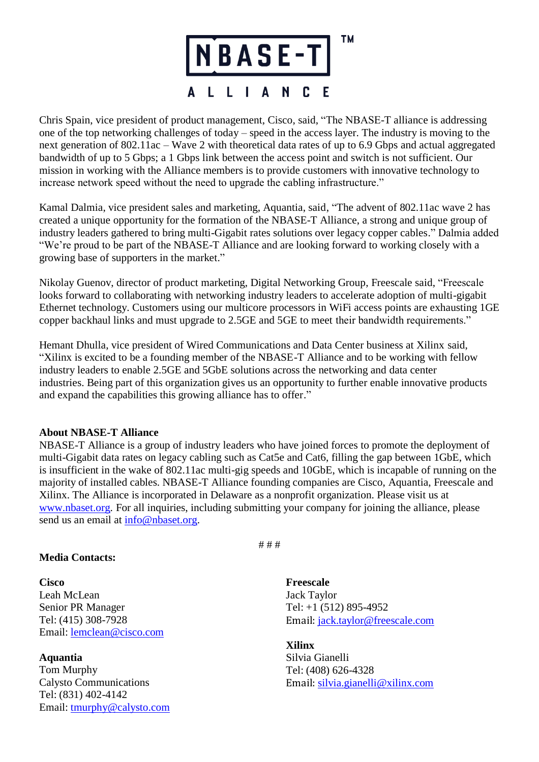Chris Spain, vice president of product management, Cisco, said, "The NBASE-T alliance is addressing one of the top networking challenges of today – speed in the access layer. The industry is moving to the next generation of 802.11ac – Wave 2 with theoretical data rates of up to 6.9 Gbps and actual aggregated bandwidth of up to 5 Gbps; a 1 Gbps link between the access point and switch is not sufficient. Our mission in working with the Alliance members is to provide customers with innovative technology to increase network speed without the need to upgrade the cabling infrastructure."

Kamal Dalmia, vice president sales and marketing, Aquantia, said, "The advent of 802.11ac wave 2 has created a unique opportunity for the formation of the NBASE-T Alliance, a strong and unique group of industry leaders gathered to bring multi-Gigabit rates solutions over legacy copper cables." Dalmia added "We're proud to be part of the NBASE-T Alliance and are looking forward to working closely with a growing base of supporters in the market."

Nikolay Guenov, director of product marketing, Digital Networking Group, Freescale said, "Freescale looks forward to collaborating with networking industry leaders to accelerate adoption of multi-gigabit Ethernet technology. Customers using our multicore processors in WiFi access points are exhausting 1GE copper backhaul links and must upgrade to 2.5GE and 5GE to meet their bandwidth requirements."

Hemant Dhulla, vice president of Wired Communications and Data Center business at Xilinx said, "Xilinx is excited to be a founding member of the NBASE-T Alliance and to be working with fellow industry leaders to enable 2.5GE and 5GbE solutions across the networking and data center industries. Being part of this organization gives us an opportunity to further enable innovative products and expand the capabilities this growing alliance has to offer."

**About NBASE-T Alliance**
NBASE-T Alliance is a group of industry leaders who have joined forces to promote the deployment of multi-Gigabit data rates on legacy cabling such as Cat5e and Cat6, filling the gap between 1GbE, which is insufficient in the wake of 802.11ac multi-gig speeds and 10GbE, which is incapable of running on the majority of installed cables. NBASE-T Alliance founding companies are Cisco, Aquantia, Freescale and Xilinx. The Alliance is incorporated in Delaware as a nonprofit organization. Please visit us at www.nbaset.org. For all inquiries, including submitting your company for joining the alliance, please send us an email at info@nbaset.org.

# # #

**Media Contacts:**

**Cisco**
Leah McLean
Senior PR Manager
Tel: (415) 308-7928
Email: lemclean@cisco.com

**Aquantia**
Tom Murphy
Calysto Communications
Tel: (831) 402-4142
Email: tmurphy@calysto.com

**Freescale**
Jack Taylor
Tel: +1 (512) 895-4952
Email: jack.taylor@freescale.com

**Xilinx**
Silvia Gianelli
Tel: (408) 626-4328
Email: silvia.gianelli@xilinx.com